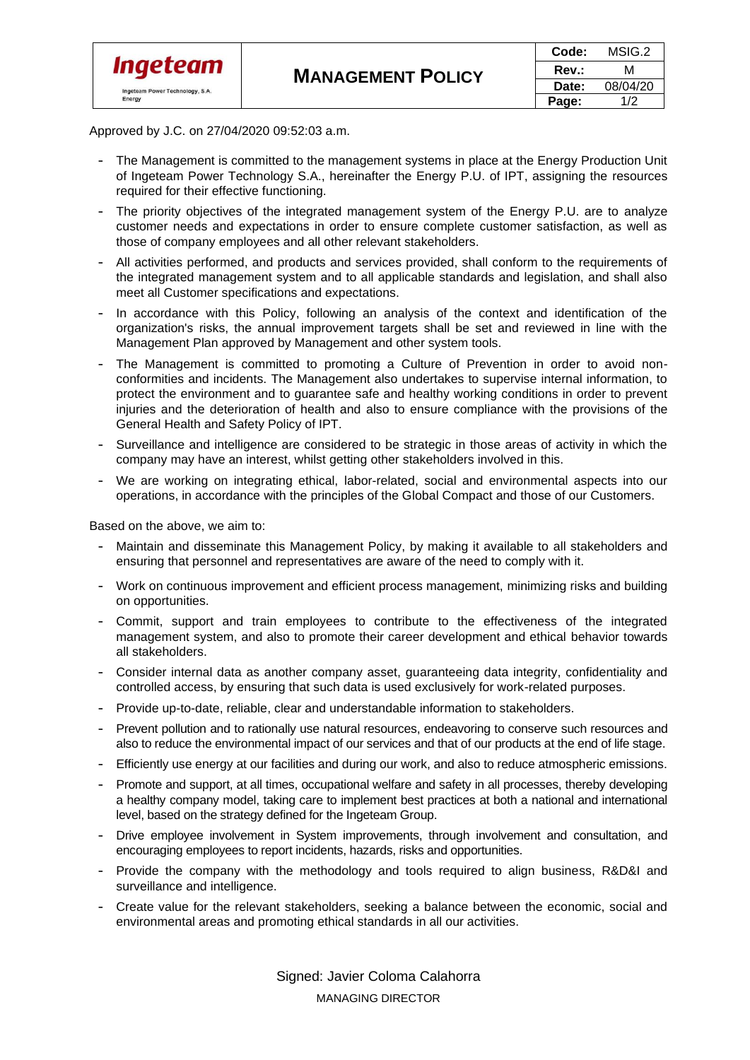| Ingeteam<br>Ingeteam Power Technology, S.A.<br>Energy | **MANAGEMENT POLICY** | **Code:** | MSIG.2 |
|---|---|---|---|
| | | **Rev.:** | M |
| | | **Date:** | 08/04/20 |
| | | **Page:** | 1/2 |

Approved by J.C. on 27/04/2020 09:52:03 a.m.

- The Management is committed to the management systems in place at the Energy Production Unit of Ingeteam Power Technology S.A., hereinafter the Energy P.U. of IPT, assigning the resources required for their effective functioning.
- The priority objectives of the integrated management system of the Energy P.U. are to analyze customer needs and expectations in order to ensure complete customer satisfaction, as well as those of company employees and all other relevant stakeholders.
- All activities performed, and products and services provided, shall conform to the requirements of the integrated management system and to all applicable standards and legislation, and shall also meet all Customer specifications and expectations.
- In accordance with this Policy, following an analysis of the context and identification of the organization's risks, the annual improvement targets shall be set and reviewed in line with the Management Plan approved by Management and other system tools.
- The Management is committed to promoting a Culture of Prevention in order to avoid non-conformities and incidents. The Management also undertakes to supervise internal information, to protect the environment and to guarantee safe and healthy working conditions in order to prevent injuries and the deterioration of health and also to ensure compliance with the provisions of the General Health and Safety Policy of IPT.
- Surveillance and intelligence are considered to be strategic in those areas of activity in which the company may have an interest, whilst getting other stakeholders involved in this.
- We are working on integrating ethical, labor-related, social and environmental aspects into our operations, in accordance with the principles of the Global Compact and those of our Customers.

Based on the above, we aim to:

- Maintain and disseminate this Management Policy, by making it available to all stakeholders and ensuring that personnel and representatives are aware of the need to comply with it.
- Work on continuous improvement and efficient process management, minimizing risks and building on opportunities.
- Commit, support and train employees to contribute to the effectiveness of the integrated management system, and also to promote their career development and ethical behavior towards all stakeholders.
- Consider internal data as another company asset, guaranteeing data integrity, confidentiality and controlled access, by ensuring that such data is used exclusively for work-related purposes.
- Provide up-to-date, reliable, clear and understandable information to stakeholders.
- Prevent pollution and to rationally use natural resources, endeavoring to conserve such resources and also to reduce the environmental impact of our services and that of our products at the end of life stage.
- Efficiently use energy at our facilities and during our work, and also to reduce atmospheric emissions.
- Promote and support, at all times, occupational welfare and safety in all processes, thereby developing a healthy company model, taking care to implement best practices at both a national and international level, based on the strategy defined for the Ingeteam Group.
- Drive employee involvement in System improvements, through involvement and consultation, and encouraging employees to report incidents, hazards, risks and opportunities.
- Provide the company with the methodology and tools required to align business, R&D&I and surveillance and intelligence.
- Create value for the relevant stakeholders, seeking a balance between the economic, social and environmental areas and promoting ethical standards in all our activities.

Signed: Javier Coloma Calahorra

MANAGING DIRECTOR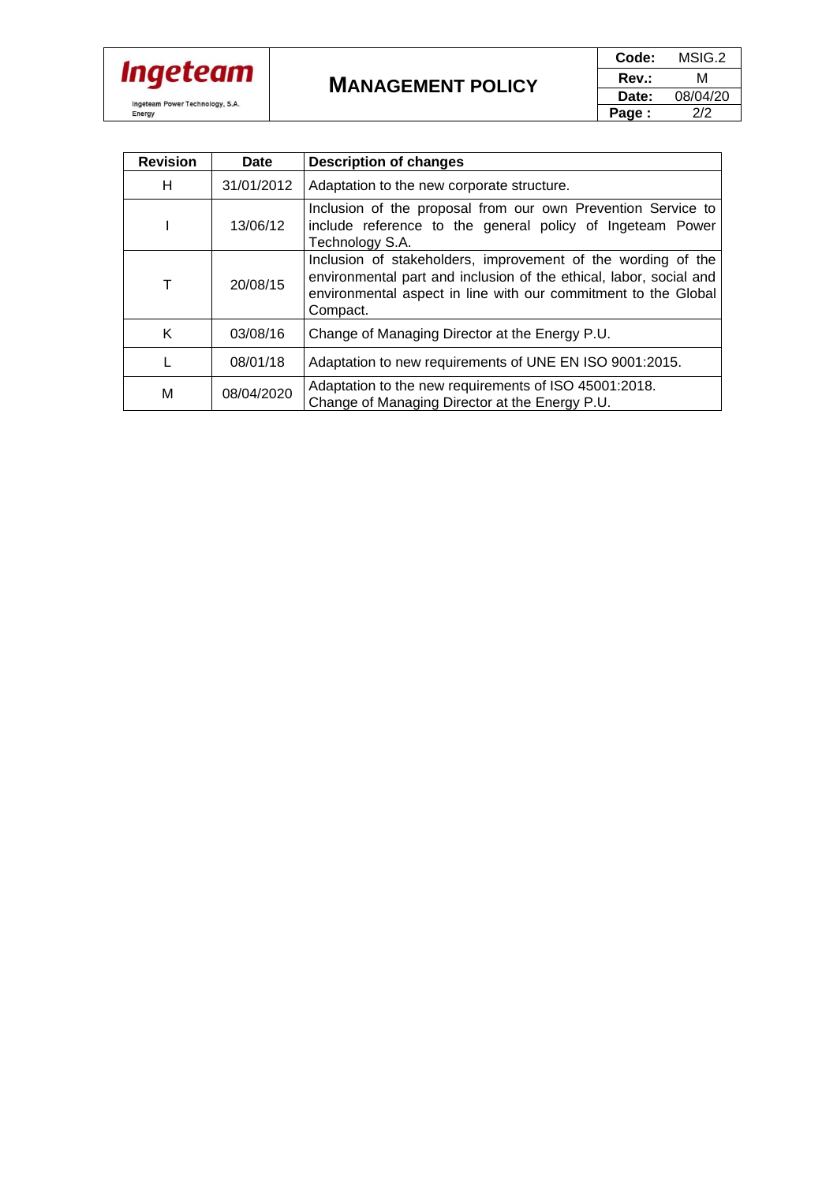| Revision | Date | Description of changes |
| --- | --- | --- |
| H | 31/01/2012 | Adaptation to the new corporate structure. |
| I | 13/06/12 | Inclusion of the proposal from our own Prevention Service to include reference to the general policy of Ingeteam Power Technology S.A. |
| T | 20/08/15 | Inclusion of stakeholders, improvement of the wording of the environmental part and inclusion of the ethical, labor, social and environmental aspect in line with our commitment to the Global Compact. |
| K | 03/08/16 | Change of Managing Director at the Energy P.U. |
| L | 08/01/18 | Adaptation to new requirements of UNE EN ISO 9001:2015. |
| M | 08/04/2020 | Adaptation to the new requirements of ISO 45001:2018. Change of Managing Director at the Energy P.U. |